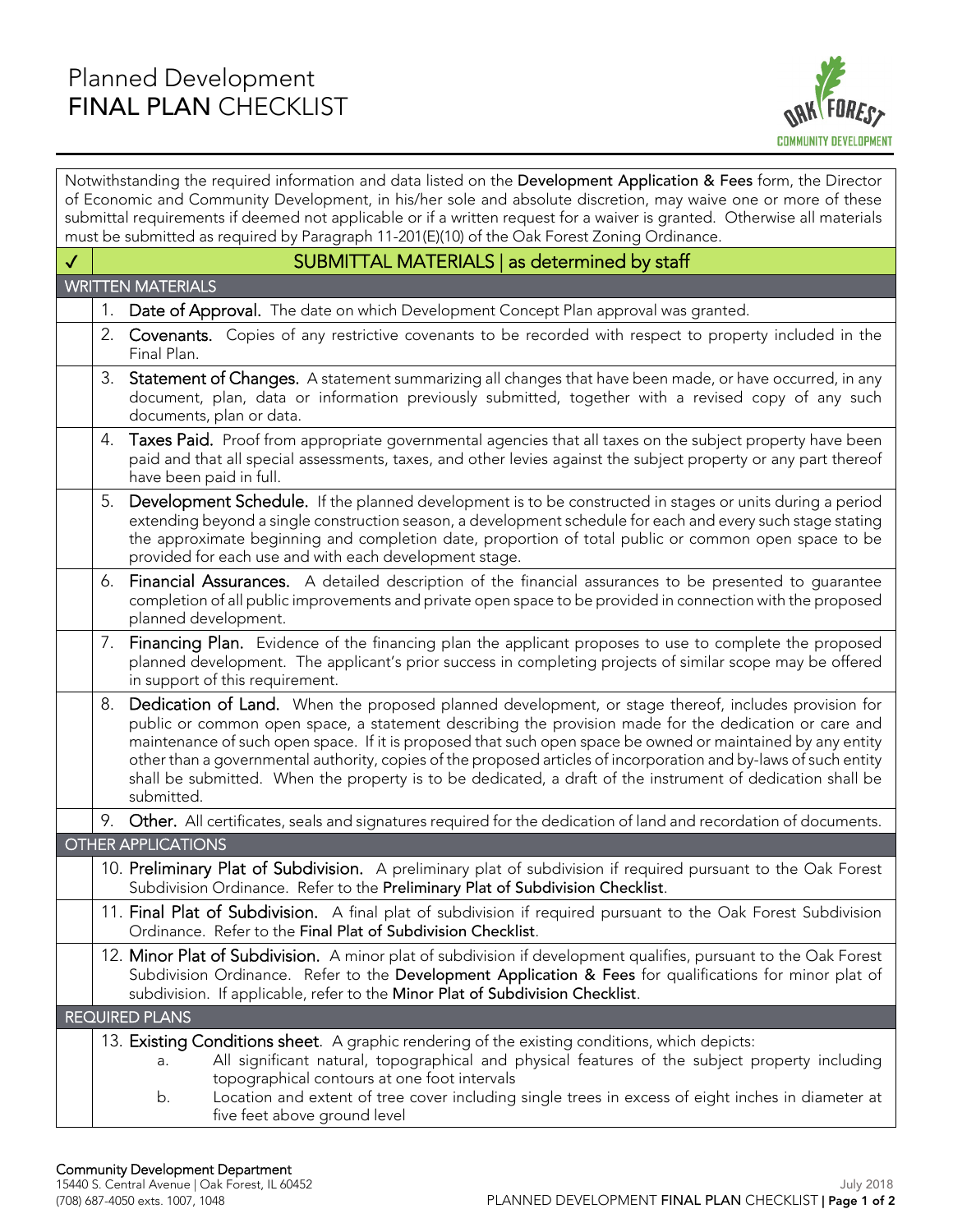# Planned Development FINAL PLAN CHECKLIST

Notwithstanding the required information and data listed on the **Development Application & Fees** form, the Director of Economic and Community Development, in his/her sole and absolute discretion, may waive one or more of these submittal requirements if deemed not applicable or if a written request for a waiver is granted. Otherwise all materials must be submitted as required by Paragraph 11-201(E)(10) of the Oak Forest Zoning Ordinance.

| ✓ | SUBMITTAL MATERIALS \| as determined by staff |
|---|---|
| | **WRITTEN MATERIALS** |
| | 1. **Date of Approval.** The date on which Development Concept Plan approval was granted. |
| | 2. **Covenants.** Copies of any restrictive covenants to be recorded with respect to property included in the Final Plan. |
| | 3. **Statement of Changes.** A statement summarizing all changes that have been made, or have occurred, in any document, plan, data or information previously submitted, together with a revised copy of any such documents, plan or data. |
| | 4. **Taxes Paid.** Proof from appropriate governmental agencies that all taxes on the subject property have been paid and that all special assessments, taxes, and other levies against the subject property or any part thereof have been paid in full. |
| | 5. **Development Schedule.** If the planned development is to be constructed in stages or units during a period extending beyond a single construction season, a development schedule for each and every such stage stating the approximate beginning and completion date, proportion of total public or common open space to be provided for each use and with each development stage. |
| | 6. **Financial Assurances.** A detailed description of the financial assurances to be presented to guarantee completion of all public improvements and private open space to be provided in connection with the proposed planned development. |
| | 7. **Financing Plan.** Evidence of the financing plan the applicant proposes to use to complete the proposed planned development. The applicant's prior success in completing projects of similar scope may be offered in support of this requirement. |
| | 8. **Dedication of Land.** When the proposed planned development, or stage thereof, includes provision for public or common open space, a statement describing the provision made for the dedication or care and maintenance of such open space. If it is proposed that such open space be owned or maintained by any entity other than a governmental authority, copies of the proposed articles of incorporation and by-laws of such entity shall be submitted. When the property is to be dedicated, a draft of the instrument of dedication shall be submitted. |
| | 9. **Other.** All certificates, seals and signatures required for the dedication of land and recordation of documents. |
| | **OTHER APPLICATIONS** |
| | 10. **Preliminary Plat of Subdivision.** A preliminary plat of subdivision if required pursuant to the Oak Forest Subdivision Ordinance. Refer to the **Preliminary Plat of Subdivision Checklist**. |
| | 11. **Final Plat of Subdivision.** A final plat of subdivision if required pursuant to the Oak Forest Subdivision Ordinance. Refer to the **Final Plat of Subdivision Checklist**. |
| | 12. **Minor Plat of Subdivision.** A minor plat of subdivision if development qualifies, pursuant to the Oak Forest Subdivision Ordinance. Refer to the **Development Application & Fees** for qualifications for minor plat of subdivision. If applicable, refer to the **Minor Plat of Subdivision Checklist**. |
| | **REQUIRED PLANS** |
| | 13. **Existing Conditions sheet**. A graphic rendering of the existing conditions, which depicts:<br>a. All significant natural, topographical and physical features of the subject property including topographical contours at one foot intervals<br>b. Location and extent of tree cover including single trees in excess of eight inches in diameter at five feet above ground level |

**Community Development Department**
15440 S. Central Avenue | Oak Forest, IL 60452
(708) 687-4050 exts. 1007, 1048

July 2018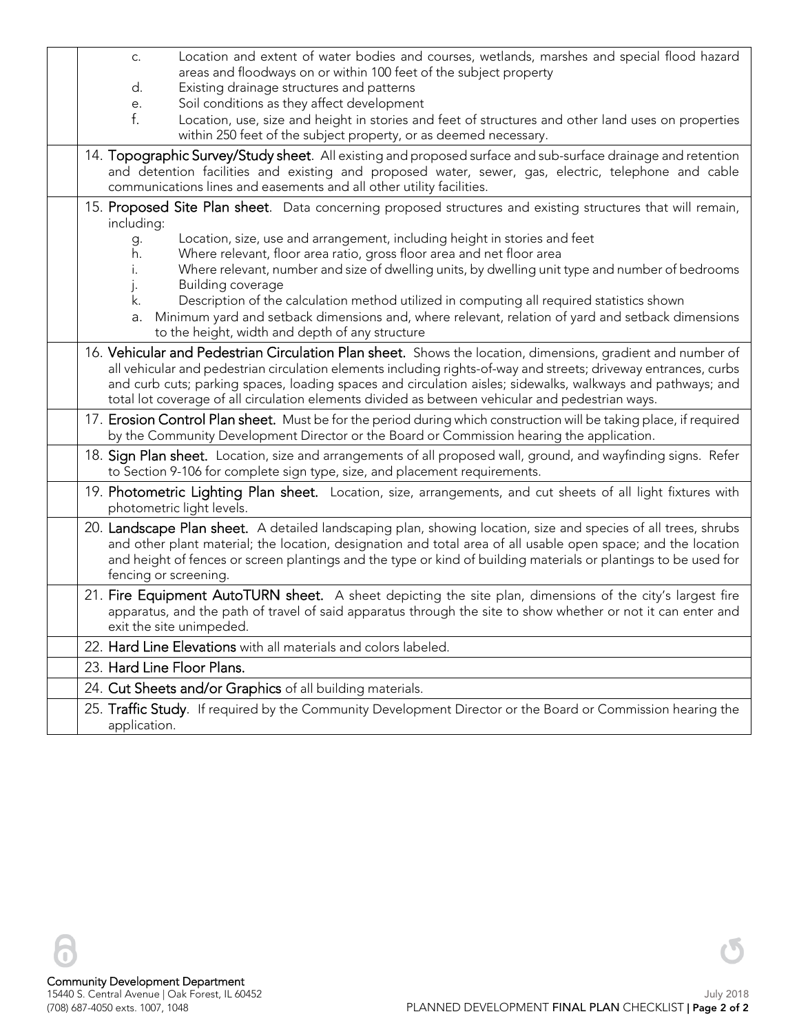| | |
|---|---|
| | c. Location and extent of water bodies and courses, wetlands, marshes and special flood hazard areas and floodways on or within 100 feet of the subject property<br>d. Existing drainage structures and patterns<br>e. Soil conditions as they affect development<br>f. Location, use, size and height in stories and feet of structures and other land uses on properties within 250 feet of the subject property, or as deemed necessary. |
| | 14. **Topographic Survey/Study sheet**. All existing and proposed surface and sub-surface drainage and retention and detention facilities and existing and proposed water, sewer, gas, electric, telephone and cable communications lines and easements and all other utility facilities. |
| | 15. **Proposed Site Plan sheet**. Data concerning proposed structures and existing structures that will remain, including:<br>g. Location, size, use and arrangement, including height in stories and feet<br>h. Where relevant, floor area ratio, gross floor area and net floor area<br>i. Where relevant, number and size of dwelling units, by dwelling unit type and number of bedrooms<br>j. Building coverage<br>k. Description of the calculation method utilized in computing all required statistics shown<br>a. Minimum yard and setback dimensions and, where relevant, relation of yard and setback dimensions to the height, width and depth of any structure |
| | 16. **Vehicular and Pedestrian Circulation Plan sheet.** Shows the location, dimensions, gradient and number of all vehicular and pedestrian circulation elements including rights-of-way and streets; driveway entrances, curbs and curb cuts; parking spaces, loading spaces and circulation aisles; sidewalks, walkways and pathways; and total lot coverage of all circulation elements divided as between vehicular and pedestrian ways. |
| | 17. **Erosion Control Plan sheet.** Must be for the period during which construction will be taking place, if required by the Community Development Director or the Board or Commission hearing the application. |
| | 18. **Sign Plan sheet.** Location, size and arrangements of all proposed wall, ground, and wayfinding signs. Refer to Section 9-106 for complete sign type, size, and placement requirements. |
| | 19. **Photometric Lighting Plan sheet.** Location, size, arrangements, and cut sheets of all light fixtures with photometric light levels. |
| | 20. **Landscape Plan sheet.** A detailed landscaping plan, showing location, size and species of all trees, shrubs and other plant material; the location, designation and total area of all usable open space; and the location and height of fences or screen plantings and the type or kind of building materials or plantings to be used for fencing or screening. |
| | 21. **Fire Equipment AutoTURN sheet.** A sheet depicting the site plan, dimensions of the city's largest fire apparatus, and the path of travel of said apparatus through the site to show whether or not it can enter and exit the site unimpeded. |
| | 22. **Hard Line Elevations** with all materials and colors labeled. |
| | 23. **Hard Line Floor Plans.** |
| | 24. **Cut Sheets and/or Graphics** of all building materials. |
| | 25. **Traffic Study**. If required by the Community Development Director or the Board or Commission hearing the application. |

**Community Development Department**
15440 S. Central Avenue | Oak Forest, IL 60452
(708) 687-4050 exts. 1007, 1048

July 2018
PLANNED DEVELOPMENT **FINAL PLAN** CHECKLIST